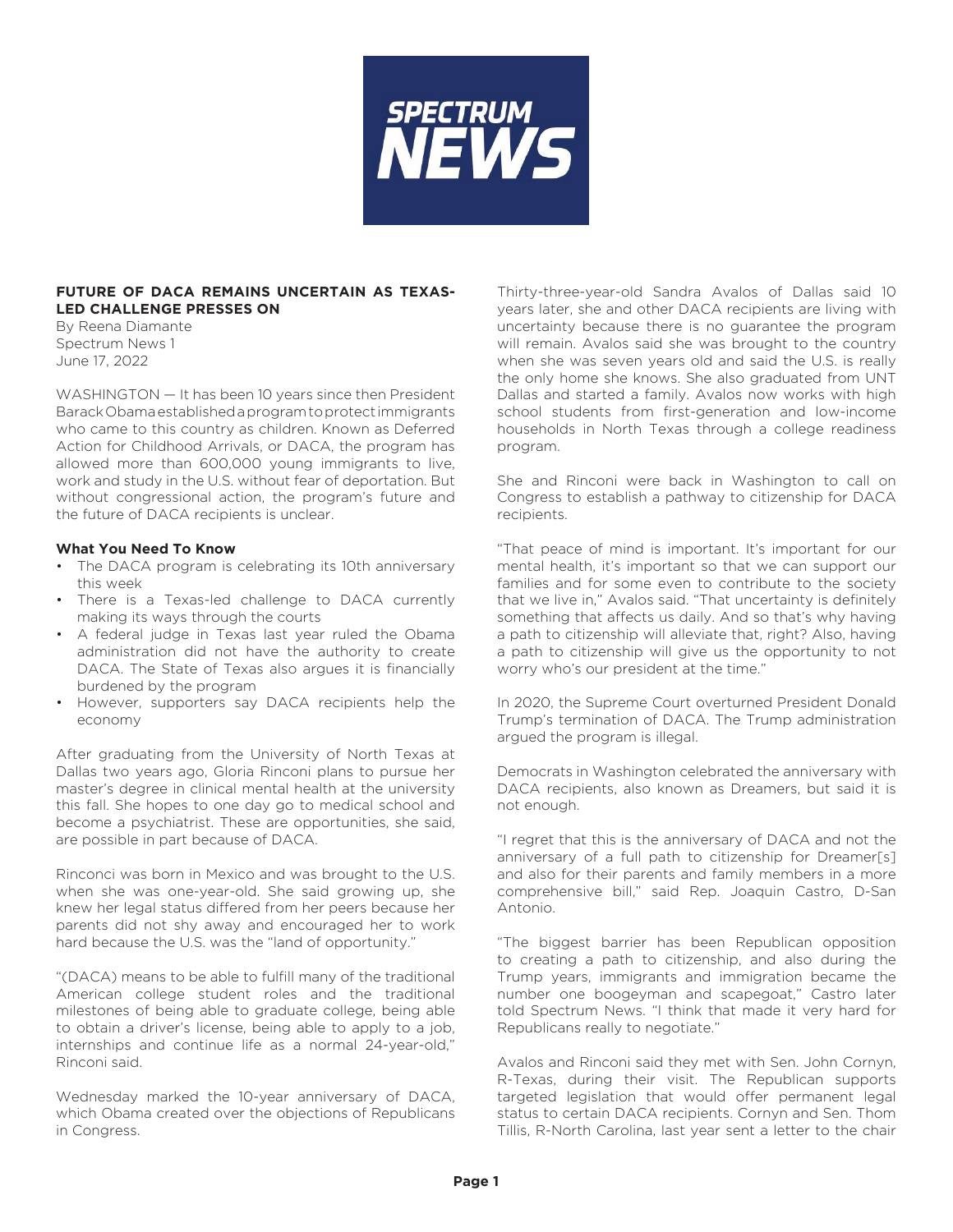**SPECTRUM NEWS**

# FUTURE OF DACA REMAINS UNCERTAIN AS TEXAS-LED CHALLENGE PRESSES ON

By Reena Diamante
Spectrum News 1
June 17, 2022

WASHINGTON — It has been 10 years since then President Barack Obama established a program to protect immigrants who came to this country as children. Known as Deferred Action for Childhood Arrivals, or DACA, the program has allowed more than 600,000 young immigrants to live, work and study in the U.S. without fear of deportation. But without congressional action, the program's future and the future of DACA recipients is unclear.

**What You Need To Know**

- The DACA program is celebrating its 10th anniversary this week
- There is a Texas-led challenge to DACA currently making its ways through the courts
- A federal judge in Texas last year ruled the Obama administration did not have the authority to create DACA. The State of Texas also argues it is financially burdened by the program
- However, supporters say DACA recipients help the economy

After graduating from the University of North Texas at Dallas two years ago, Gloria Rinconi plans to pursue her master's degree in clinical mental health at the university this fall. She hopes to one day go to medical school and become a psychiatrist. These are opportunities, she said, are possible in part because of DACA.

Rinconci was born in Mexico and was brought to the U.S. when she was one-year-old. She said growing up, she knew her legal status differed from her peers because her parents did not shy away and encouraged her to work hard because the U.S. was the "land of opportunity."

"(DACA) means to be able to fulfill many of the traditional American college student roles and the traditional milestones of being able to graduate college, being able to obtain a driver's license, being able to apply to a job, internships and continue life as a normal 24-year-old," Rinconi said.

Wednesday marked the 10-year anniversary of DACA, which Obama created over the objections of Republicans in Congress.

Thirty-three-year-old Sandra Avalos of Dallas said 10 years later, she and other DACA recipients are living with uncertainty because there is no guarantee the program will remain. Avalos said she was brought to the country when she was seven years old and said the U.S. is really the only home she knows. She also graduated from UNT Dallas and started a family. Avalos now works with high school students from first-generation and low-income households in North Texas through a college readiness program.

She and Rinconi were back in Washington to call on Congress to establish a pathway to citizenship for DACA recipients.

"That peace of mind is important. It's important for our mental health, it's important so that we can support our families and for some even to contribute to the society that we live in," Avalos said. "That uncertainty is definitely something that affects us daily. And so that's why having a path to citizenship will alleviate that, right? Also, having a path to citizenship will give us the opportunity to not worry who's our president at the time."

In 2020, the Supreme Court overturned President Donald Trump's termination of DACA. The Trump administration argued the program is illegal.

Democrats in Washington celebrated the anniversary with DACA recipients, also known as Dreamers, but said it is not enough.

"I regret that this is the anniversary of DACA and not the anniversary of a full path to citizenship for Dreamer[s] and also for their parents and family members in a more comprehensive bill," said Rep. Joaquin Castro, D-San Antonio.

"The biggest barrier has been Republican opposition to creating a path to citizenship, and also during the Trump years, immigrants and immigration became the number one boogeyman and scapegoat," Castro later told Spectrum News. "I think that made it very hard for Republicans really to negotiate."

Avalos and Rinconi said they met with Sen. John Cornyn, R-Texas, during their visit. The Republican supports targeted legislation that would offer permanent legal status to certain DACA recipients. Cornyn and Sen. Thom Tillis, R-North Carolina, last year sent a letter to the chair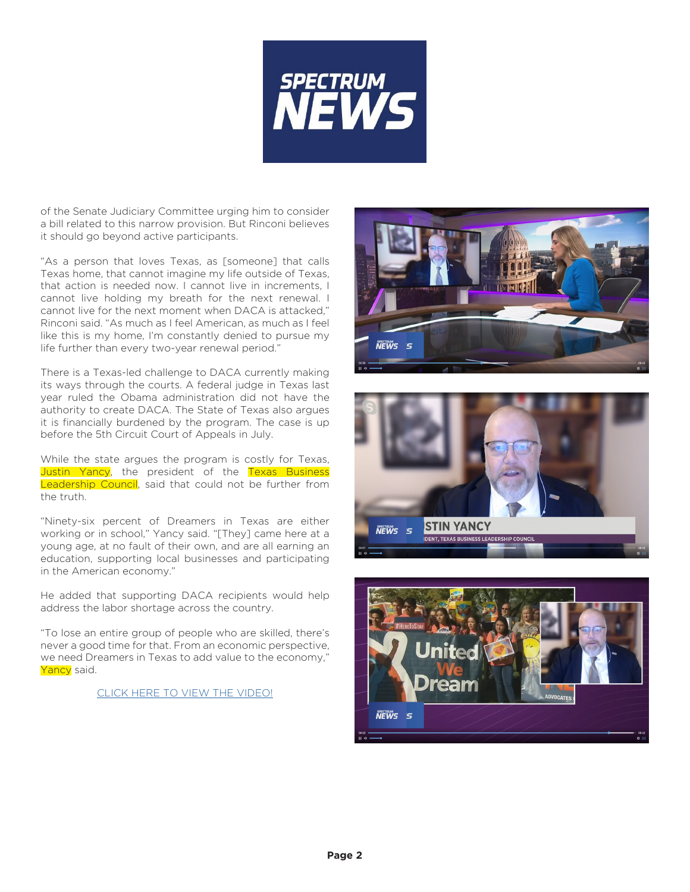of the Senate Judiciary Committee urging him to consider a bill related to this narrow provision. But Rinconi believes it should go beyond active participants.

"As a person that loves Texas, as [someone] that calls Texas home, that cannot imagine my life outside of Texas, that action is needed now. I cannot live in increments, I cannot live holding my breath for the next renewal. I cannot live for the next moment when DACA is attacked," Rinconi said. "As much as I feel American, as much as I feel like this is my home, I'm constantly denied to pursue my life further than every two-year renewal period."

There is a Texas-led challenge to DACA currently making its ways through the courts. A federal judge in Texas last year ruled the Obama administration did not have the authority to create DACA. The State of Texas also argues it is financially burdened by the program. The case is up before the 5th Circuit Court of Appeals in July.

While the state argues the program is costly for Texas, Justin Yancy, the president of the Texas Business Leadership Council, said that could not be further from the truth.

"Ninety-six percent of Dreamers in Texas are either working or in school," Yancy said. "[They] came here at a young age, at no fault of their own, and are all earning an education, supporting local businesses and participating in the American economy."

He added that supporting DACA recipients would help address the labor shortage across the country.

"To lose an entire group of people who are skilled, there's never a good time for that. From an economic perspective, we need Dreamers in Texas to add value to the economy," Yancy said.

CLICK HERE TO VIEW THE VIDEO!